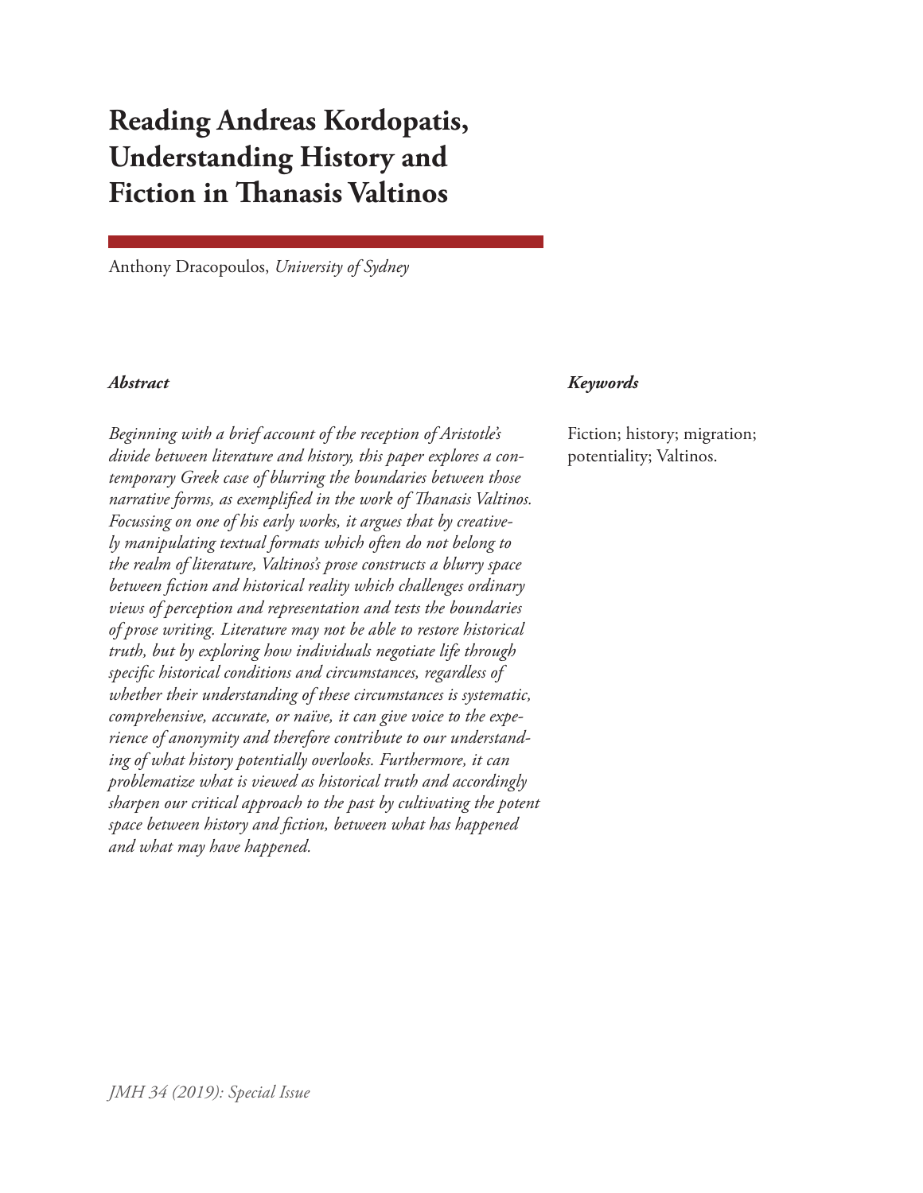# Reading Andreas Kordopatis, Understanding History and Fiction in Thanasis Valtinos

Anthony Dracopoulos, *University of Sydney*

### *Abstract*

*Beginning with a brief account of the reception of Aristotle's divide between literature and history, this paper explores a contemporary Greek case of blurring the boundaries between those narrative forms, as exemplified in the work of Thanasis Valtinos. Focussing on one of his early works, it argues that by creatively manipulating textual formats which often do not belong to the realm of literature, Valtinos's prose constructs a blurry space between fiction and historical reality which challenges ordinary views of perception and representation and tests the boundaries of prose writing. Literature may not be able to restore historical truth, but by exploring how individuals negotiate life through specific historical conditions and circumstances, regardless of whether their understanding of these circumstances is systematic, comprehensive, accurate, or naïve, it can give voice to the experience of anonymity and therefore contribute to our understanding of what history potentially overlooks. Furthermore, it can problematize what is viewed as historical truth and accordingly sharpen our critical approach to the past by cultivating the potent space between history and fiction, between what has happened and what may have happened.*

### *Keywords*

Fiction; history; migration; potentiality; Valtinos.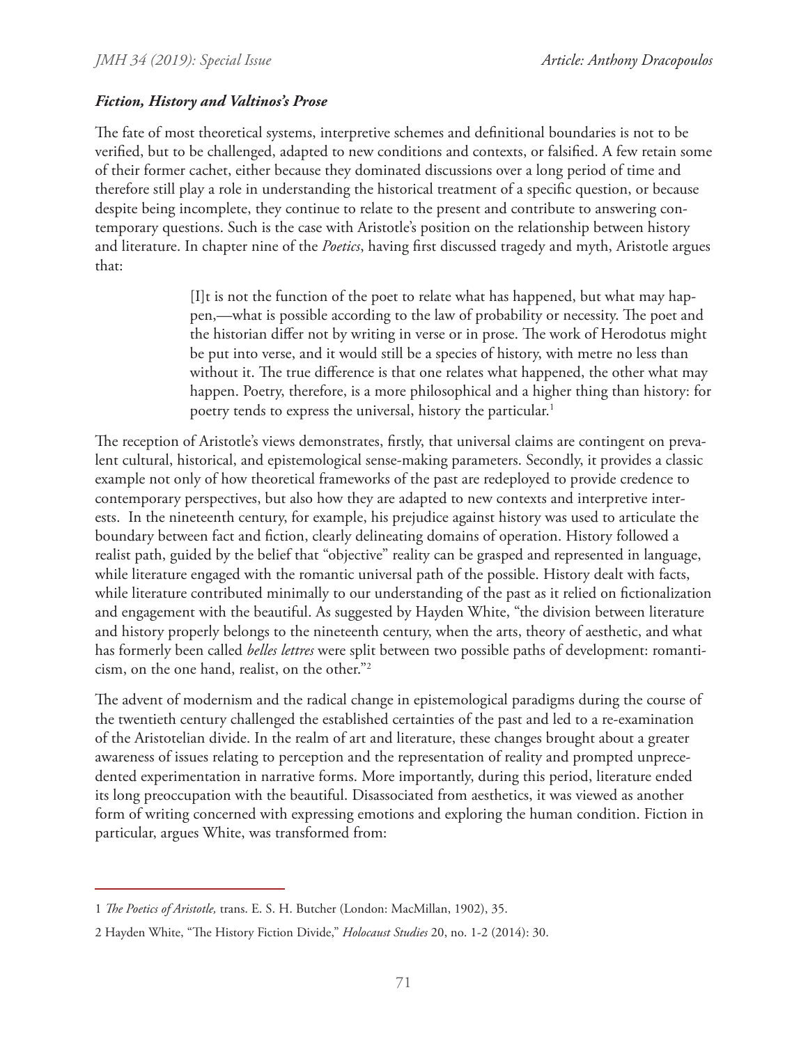***Fiction, History and Valtinos's Prose***

The fate of most theoretical systems, interpretive schemes and definitional boundaries is not to be verified, but to be challenged, adapted to new conditions and contexts, or falsified. A few retain some of their former cachet, either because they dominated discussions over a long period of time and therefore still play a role in understanding the historical treatment of a specific question, or because despite being incomplete, they continue to relate to the present and contribute to answering contemporary questions. Such is the case with Aristotle's position on the relationship between history and literature. In chapter nine of the *Poetics*, having first discussed tragedy and myth, Aristotle argues that:

> [I]t is not the function of the poet to relate what has happened, but what may happen,—what is possible according to the law of probability or necessity. The poet and the historian differ not by writing in verse or in prose. The work of Herodotus might be put into verse, and it would still be a species of history, with metre no less than without it. The true difference is that one relates what happened, the other what may happen. Poetry, therefore, is a more philosophical and a higher thing than history: for poetry tends to express the universal, history the particular.[1]

The reception of Aristotle's views demonstrates, firstly, that universal claims are contingent on prevalent cultural, historical, and epistemological sense-making parameters. Secondly, it provides a classic example not only of how theoretical frameworks of the past are redeployed to provide credence to contemporary perspectives, but also how they are adapted to new contexts and interpretive interests. In the nineteenth century, for example, his prejudice against history was used to articulate the boundary between fact and fiction, clearly delineating domains of operation. History followed a realist path, guided by the belief that "objective" reality can be grasped and represented in language, while literature engaged with the romantic universal path of the possible. History dealt with facts, while literature contributed minimally to our understanding of the past as it relied on fictionalization and engagement with the beautiful. As suggested by Hayden White, "the division between literature and history properly belongs to the nineteenth century, when the arts, theory of aesthetic, and what has formerly been called *belles lettres* were split between two possible paths of development: romanticism, on the one hand, realist, on the other."[2]

The advent of modernism and the radical change in epistemological paradigms during the course of the twentieth century challenged the established certainties of the past and led to a re-examination of the Aristotelian divide. In the realm of art and literature, these changes brought about a greater awareness of issues relating to perception and the representation of reality and prompted unprecedented experimentation in narrative forms. More importantly, during this period, literature ended its long preoccupation with the beautiful. Disassociated from aesthetics, it was viewed as another form of writing concerned with expressing emotions and exploring the human condition. Fiction in particular, argues White, was transformed from:

---

1 *The Poetics of Aristotle,* trans. E. S. H. Butcher (London: MacMillan, 1902), 35.

2 Hayden White, "The History Fiction Divide," *Holocaust Studies* 20, no. 1-2 (2014): 30.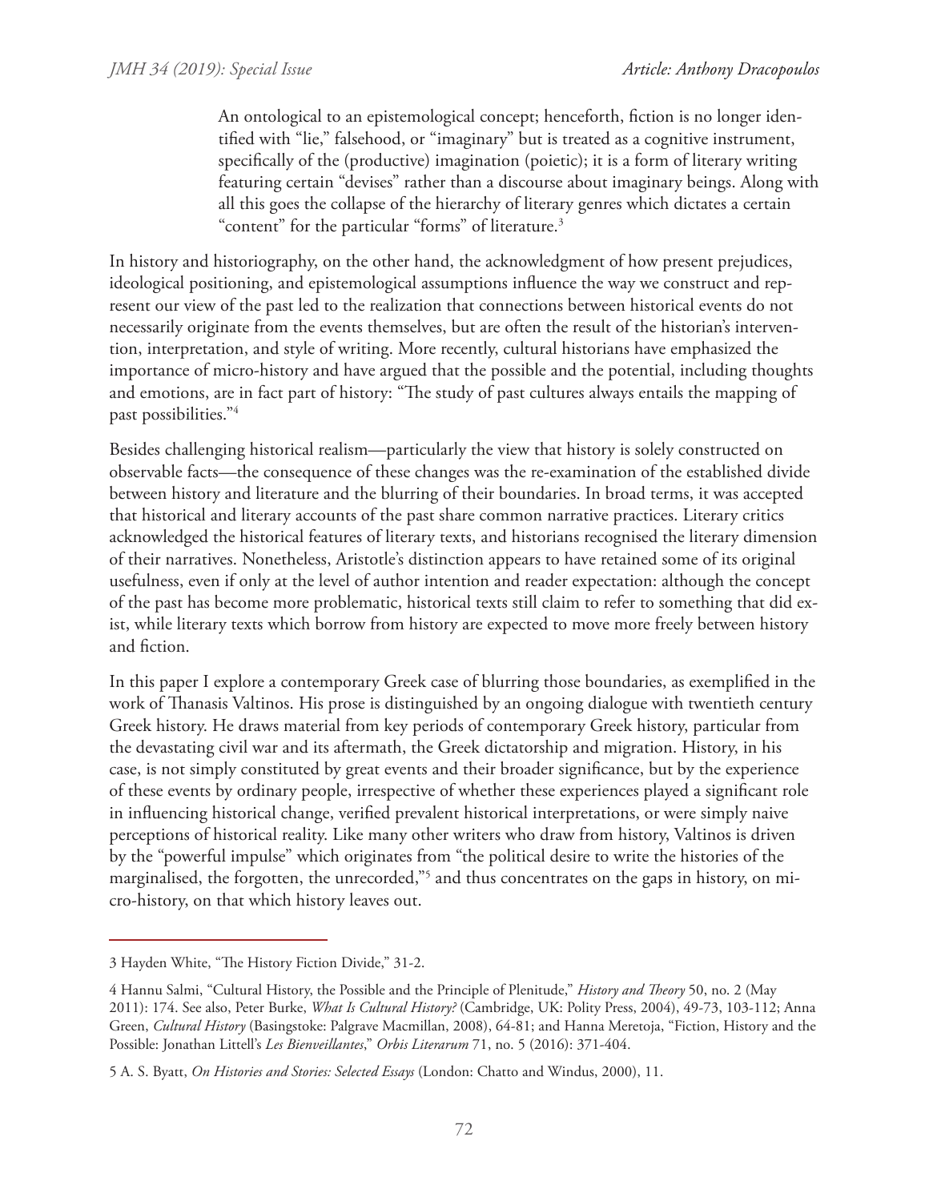> An ontological to an epistemological concept; henceforth, fiction is no longer identified with "lie," falsehood, or "imaginary" but is treated as a cognitive instrument, specifically of the (productive) imagination (poietic); it is a form of literary writing featuring certain "devises" rather than a discourse about imaginary beings. Along with all this goes the collapse of the hierarchy of literary genres which dictates a certain "content" for the particular "forms" of literature.[3]

In history and historiography, on the other hand, the acknowledgment of how present prejudices, ideological positioning, and epistemological assumptions influence the way we construct and represent our view of the past led to the realization that connections between historical events do not necessarily originate from the events themselves, but are often the result of the historian's intervention, interpretation, and style of writing. More recently, cultural historians have emphasized the importance of micro-history and have argued that the possible and the potential, including thoughts and emotions, are in fact part of history: "The study of past cultures always entails the mapping of past possibilities."[4]

Besides challenging historical realism—particularly the view that history is solely constructed on observable facts—the consequence of these changes was the re-examination of the established divide between history and literature and the blurring of their boundaries. In broad terms, it was accepted that historical and literary accounts of the past share common narrative practices. Literary critics acknowledged the historical features of literary texts, and historians recognised the literary dimension of their narratives. Nonetheless, Aristotle's distinction appears to have retained some of its original usefulness, even if only at the level of author intention and reader expectation: although the concept of the past has become more problematic, historical texts still claim to refer to something that did exist, while literary texts which borrow from history are expected to move more freely between history and fiction.

In this paper I explore a contemporary Greek case of blurring those boundaries, as exemplified in the work of Thanasis Valtinos. His prose is distinguished by an ongoing dialogue with twentieth century Greek history. He draws material from key periods of contemporary Greek history, particular from the devastating civil war and its aftermath, the Greek dictatorship and migration. History, in his case, is not simply constituted by great events and their broader significance, but by the experience of these events by ordinary people, irrespective of whether these experiences played a significant role in influencing historical change, verified prevalent historical interpretations, or were simply naive perceptions of historical reality. Like many other writers who draw from history, Valtinos is driven by the "powerful impulse" which originates from "the political desire to write the histories of the marginalised, the forgotten, the unrecorded,"[5] and thus concentrates on the gaps in history, on micro-history, on that which history leaves out.

---

3 Hayden White, "The History Fiction Divide," 31-2.

4 Hannu Salmi, "Cultural History, the Possible and the Principle of Plenitude," *History and Theory* 50, no. 2 (May 2011): 174. See also, Peter Burke, *What Is Cultural History?* (Cambridge, UK: Polity Press, 2004), 49-73, 103-112; Anna Green, *Cultural History* (Basingstoke: Palgrave Macmillan, 2008), 64-81; and Hanna Meretoja, "Fiction, History and the Possible: Jonathan Littell's *Les Bienveillantes*," *Orbis Literarum* 71, no. 5 (2016): 371-404.

5 A. S. Byatt, *On Histories and Stories: Selected Essays* (London: Chatto and Windus, 2000), 11.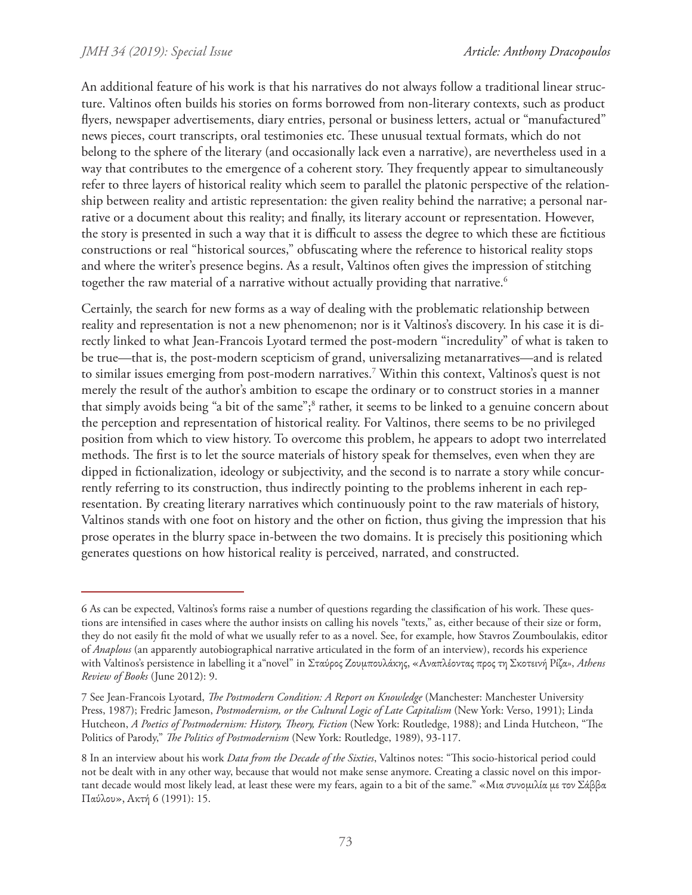An additional feature of his work is that his narratives do not always follow a traditional linear structure. Valtinos often builds his stories on forms borrowed from non-literary contexts, such as product flyers, newspaper advertisements, diary entries, personal or business letters, actual or "manufactured" news pieces, court transcripts, oral testimonies etc. These unusual textual formats, which do not belong to the sphere of the literary (and occasionally lack even a narrative), are nevertheless used in a way that contributes to the emergence of a coherent story. They frequently appear to simultaneously refer to three layers of historical reality which seem to parallel the platonic perspective of the relationship between reality and artistic representation: the given reality behind the narrative; a personal narrative or a document about this reality; and finally, its literary account or representation. However, the story is presented in such a way that it is difficult to assess the degree to which these are fictitious constructions or real "historical sources," obfuscating where the reference to historical reality stops and where the writer's presence begins. As a result, Valtinos often gives the impression of stitching together the raw material of a narrative without actually providing that narrative.[6]

Certainly, the search for new forms as a way of dealing with the problematic relationship between reality and representation is not a new phenomenon; nor is it Valtinos's discovery. In his case it is directly linked to what Jean-Francois Lyotard termed the post-modern "incredulity" of what is taken to be true—that is, the post-modern scepticism of grand, universalizing metanarratives—and is related to similar issues emerging from post-modern narratives.[7] Within this context, Valtinos's quest is not merely the result of the author's ambition to escape the ordinary or to construct stories in a manner that simply avoids being "a bit of the same";[8] rather, it seems to be linked to a genuine concern about the perception and representation of historical reality. For Valtinos, there seems to be no privileged position from which to view history. To overcome this problem, he appears to adopt two interrelated methods. The first is to let the source materials of history speak for themselves, even when they are dipped in fictionalization, ideology or subjectivity, and the second is to narrate a story while concurrently referring to its construction, thus indirectly pointing to the problems inherent in each representation. By creating literary narratives which continuously point to the raw materials of history, Valtinos stands with one foot on history and the other on fiction, thus giving the impression that his prose operates in the blurry space in-between the two domains. It is precisely this positioning which generates questions on how historical reality is perceived, narrated, and constructed.

---

6 As can be expected, Valtinos's forms raise a number of questions regarding the classification of his work. These questions are intensified in cases where the author insists on calling his novels "texts," as, either because of their size or form, they do not easily fit the mold of what we usually refer to as a novel. See, for example, how Stavros Zoumboulakis, editor of *Anaplous* (an apparently autobiographical narrative articulated in the form of an interview), records his experience with Valtinos's persistence in labelling it a"novel" in Σταύρος Ζουμπουλάκης, «Αναπλέοντας προς τη Σκοτεινή Ρίζα», *Athens Review of Books* (June 2012): 9.

7 See Jean-Francois Lyotard, *The Postmodern Condition: A Report on Knowledge* (Manchester: Manchester University Press, 1987); Fredric Jameson, *Postmodernism, or the Cultural Logic of Late Capitalism* (New York: Verso, 1991); Linda Hutcheon, *A Poetics of Postmodernism: History, Theory, Fiction* (New York: Routledge, 1988); and Linda Hutcheon, "The Politics of Parody," *The Politics of Postmodernism* (New York: Routledge, 1989), 93-117.

8 In an interview about his work *Data from the Decade of the Sixties*, Valtinos notes: "This socio-historical period could not be dealt with in any other way, because that would not make sense anymore. Creating a classic novel on this important decade would most likely lead, at least these were my fears, again to a bit of the same." «Μια συνομιλία με τον Σάββα Παύλου», Ακτή 6 (1991): 15.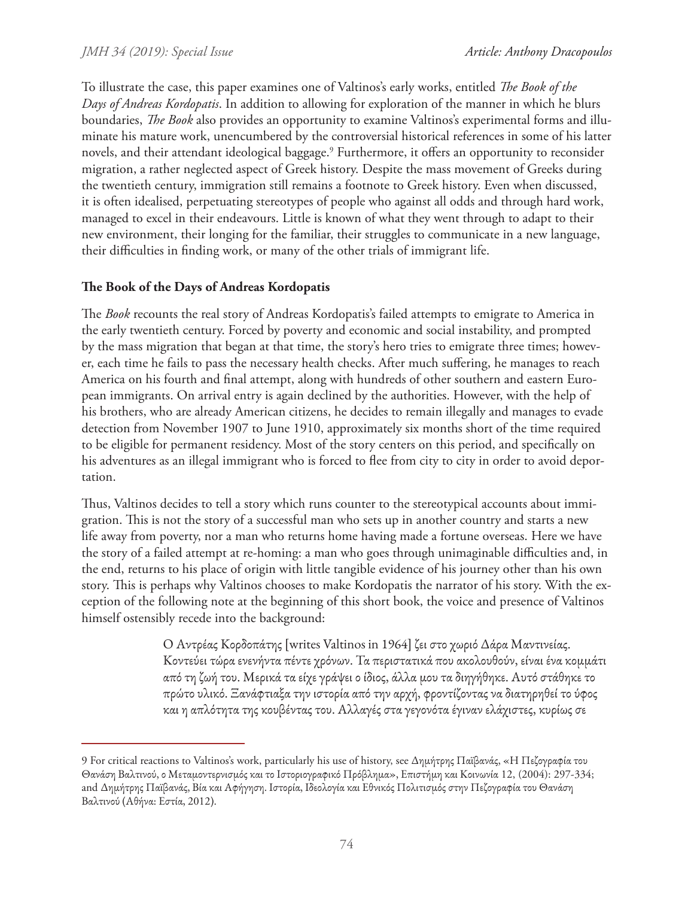To illustrate the case, this paper examines one of Valtinos's early works, entitled *The Book of the Days of Andreas Kordopatis*. In addition to allowing for exploration of the manner in which he blurs boundaries, *The Book* also provides an opportunity to examine Valtinos's experimental forms and illuminate his mature work, unencumbered by the controversial historical references in some of his latter novels, and their attendant ideological baggage.[9] Furthermore, it offers an opportunity to reconsider migration, a rather neglected aspect of Greek history. Despite the mass movement of Greeks during the twentieth century, immigration still remains a footnote to Greek history. Even when discussed, it is often idealised, perpetuating stereotypes of people who against all odds and through hard work, managed to excel in their endeavours. Little is known of what they went through to adapt to their new environment, their longing for the familiar, their struggles to communicate in a new language, their difficulties in finding work, or many of the other trials of immigrant life.

**The Book of the Days of Andreas Kordopatis**

The *Book* recounts the real story of Andreas Kordopatis's failed attempts to emigrate to America in the early twentieth century. Forced by poverty and economic and social instability, and prompted by the mass migration that began at that time, the story's hero tries to emigrate three times; however, each time he fails to pass the necessary health checks. After much suffering, he manages to reach America on his fourth and final attempt, along with hundreds of other southern and eastern European immigrants. On arrival entry is again declined by the authorities. However, with the help of his brothers, who are already American citizens, he decides to remain illegally and manages to evade detection from November 1907 to June 1910, approximately six months short of the time required to be eligible for permanent residency. Most of the story centers on this period, and specifically on his adventures as an illegal immigrant who is forced to flee from city to city in order to avoid deportation.

Thus, Valtinos decides to tell a story which runs counter to the stereotypical accounts about immigration. This is not the story of a successful man who sets up in another country and starts a new life away from poverty, nor a man who returns home having made a fortune overseas. Here we have the story of a failed attempt at re-homing: a man who goes through unimaginable difficulties and, in the end, returns to his place of origin with little tangible evidence of his journey other than his own story. This is perhaps why Valtinos chooses to make Kordopatis the narrator of his story. With the exception of the following note at the beginning of this short book, the voice and presence of Valtinos himself ostensibly recede into the background:

> Ο Αντρέας Κορδοπάτης [writes Valtinos in 1964] ζει στο χωριό Δάρα Μαντινείας. Κοντεύει τώρα ενενήντα πέντε χρόνων. Τα περιστατικά που ακολουθούν, είναι ένα κομμάτι από τη ζωή του. Μερικά τα είχε γράψει ο ίδιος, άλλα μου τα διηγήθηκε. Αυτό στάθηκε το πρώτο υλικό. Ξανάφτιαξα την ιστορία από την αρχή, φροντίζοντας να διατηρηθεί το ύφος και η απλότητα της κουβέντας του. Αλλαγές στα γεγονότα έγιναν ελάχιστες, κυρίως σε

---

9 For critical reactions to Valtinos's work, particularly his use of history, see Δημήτρης Παϊβανάς, «Η Πεζογραφία του Θανάση Βαλτινού, ο Μεταμοντερνισμός και το Ιστοριογραφικό Πρόβλημα», Επιστήμη και Κοινωνία 12, (2004): 297-334; and Δημήτρης Παϊβανάς, Βία και Αφήγηση. Ιστορία, Ιδεολογία και Εθνικός Πολιτισμός στην Πεζογραφία του Θανάση Βαλτινού (Αθήνα: Εστία, 2012).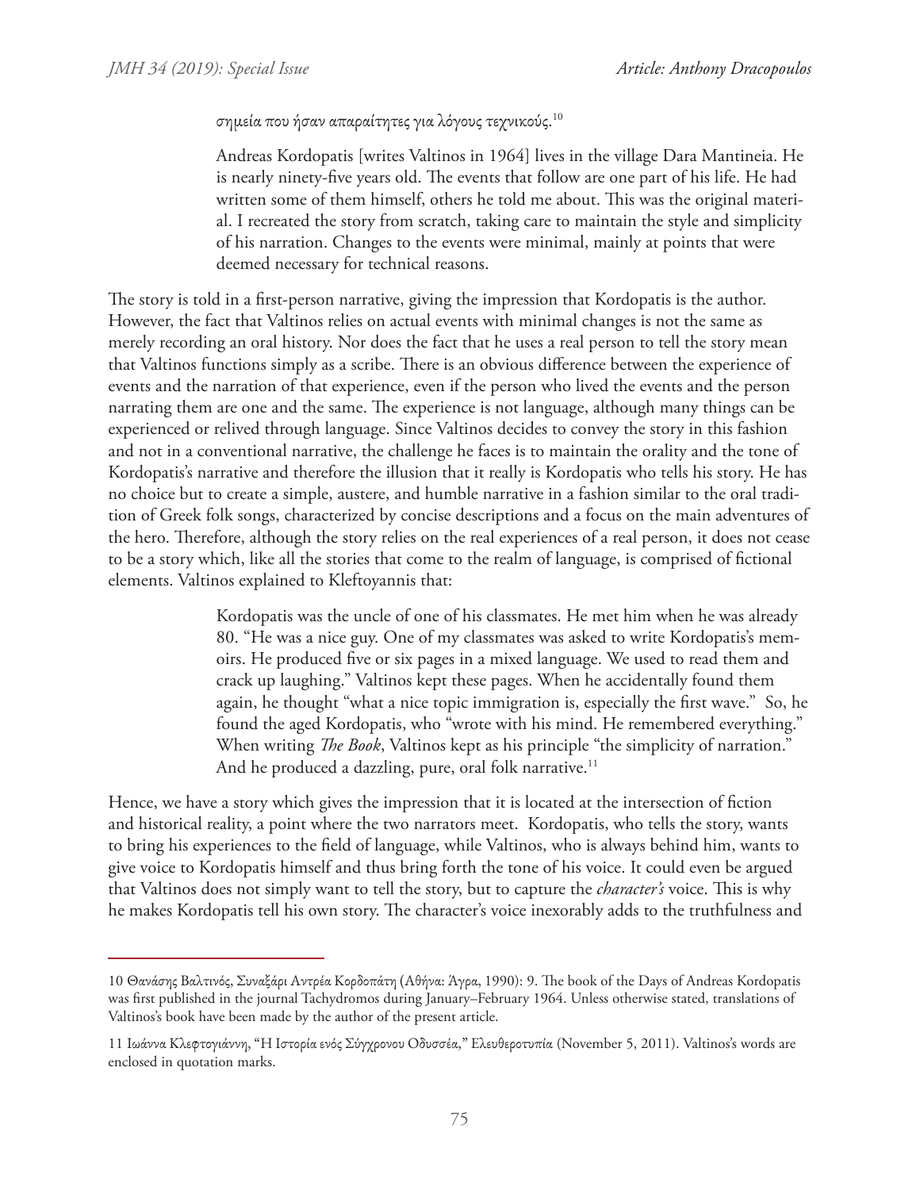σημεία που ήσαν απαραίτητες για λόγους τεχνικούς.[10]

> Andreas Kordopatis [writes Valtinos in 1964] lives in the village Dara Mantineia. He is nearly ninety-five years old. The events that follow are one part of his life. He had written some of them himself, others he told me about. This was the original material. I recreated the story from scratch, taking care to maintain the style and simplicity of his narration. Changes to the events were minimal, mainly at points that were deemed necessary for technical reasons.

The story is told in a first-person narrative, giving the impression that Kordopatis is the author. However, the fact that Valtinos relies on actual events with minimal changes is not the same as merely recording an oral history. Nor does the fact that he uses a real person to tell the story mean that Valtinos functions simply as a scribe. There is an obvious difference between the experience of events and the narration of that experience, even if the person who lived the events and the person narrating them are one and the same. The experience is not language, although many things can be experienced or relived through language. Since Valtinos decides to convey the story in this fashion and not in a conventional narrative, the challenge he faces is to maintain the orality and the tone of Kordopatis's narrative and therefore the illusion that it really is Kordopatis who tells his story. He has no choice but to create a simple, austere, and humble narrative in a fashion similar to the oral tradition of Greek folk songs, characterized by concise descriptions and a focus on the main adventures of the hero. Therefore, although the story relies on the real experiences of a real person, it does not cease to be a story which, like all the stories that come to the realm of language, is comprised of fictional elements. Valtinos explained to Kleftoyannis that:

> Kordopatis was the uncle of one of his classmates. He met him when he was already 80. "He was a nice guy. One of my classmates was asked to write Kordopatis's memoirs. He produced five or six pages in a mixed language. We used to read them and crack up laughing." Valtinos kept these pages. When he accidentally found them again, he thought "what a nice topic immigration is, especially the first wave." So, he found the aged Kordopatis, who "wrote with his mind. He remembered everything." When writing *The Book*, Valtinos kept as his principle "the simplicity of narration." And he produced a dazzling, pure, oral folk narrative.[11]

Hence, we have a story which gives the impression that it is located at the intersection of fiction and historical reality, a point where the two narrators meet. Kordopatis, who tells the story, wants to bring his experiences to the field of language, while Valtinos, who is always behind him, wants to give voice to Kordopatis himself and thus bring forth the tone of his voice. It could even be argued that Valtinos does not simply want to tell the story, but to capture the *character's* voice. This is why he makes Kordopatis tell his own story. The character's voice inexorably adds to the truthfulness and

---

10 Θανάσης Βαλτινός, Συναξάρι Αντρέα Κορδοπάτη (Αθήνα: Άγρα, 1990): 9. The book of the Days of Andreas Kordopatis was first published in the journal Tachydromos during January–February 1964. Unless otherwise stated, translations of Valtinos's book have been made by the author of the present article.

11 Ιωάννα Κλεφτογιάννη, "Η Ιστορία ενός Σύγχρονου Οδυσσέα," Ελευθεροτυπία (November 5, 2011). Valtinos's words are enclosed in quotation marks.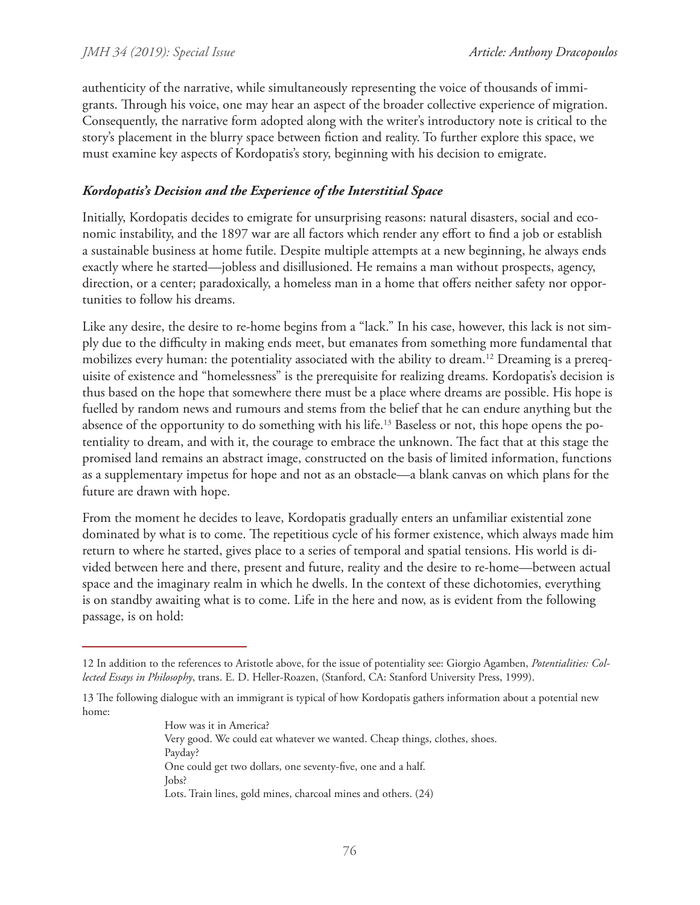authenticity of the narrative, while simultaneously representing the voice of thousands of immigrants. Through his voice, one may hear an aspect of the broader collective experience of migration. Consequently, the narrative form adopted along with the writer's introductory note is critical to the story's placement in the blurry space between fiction and reality. To further explore this space, we must examine key aspects of Kordopatis's story, beginning with his decision to emigrate.

### *Kordopatis's Decision and the Experience of the Interstitial Space*

Initially, Kordopatis decides to emigrate for unsurprising reasons: natural disasters, social and economic instability, and the 1897 war are all factors which render any effort to find a job or establish a sustainable business at home futile. Despite multiple attempts at a new beginning, he always ends exactly where he started—jobless and disillusioned. He remains a man without prospects, agency, direction, or a center; paradoxically, a homeless man in a home that offers neither safety nor opportunities to follow his dreams.

Like any desire, the desire to re-home begins from a "lack." In his case, however, this lack is not simply due to the difficulty in making ends meet, but emanates from something more fundamental that mobilizes every human: the potentiality associated with the ability to dream.[12] Dreaming is a prerequisite of existence and "homelessness" is the prerequisite for realizing dreams. Kordopatis's decision is thus based on the hope that somewhere there must be a place where dreams are possible. His hope is fuelled by random news and rumours and stems from the belief that he can endure anything but the absence of the opportunity to do something with his life.[13] Baseless or not, this hope opens the potentiality to dream, and with it, the courage to embrace the unknown. The fact that at this stage the promised land remains an abstract image, constructed on the basis of limited information, functions as a supplementary impetus for hope and not as an obstacle—a blank canvas on which plans for the future are drawn with hope.

From the moment he decides to leave, Kordopatis gradually enters an unfamiliar existential zone dominated by what is to come. The repetitious cycle of his former existence, which always made him return to where he started, gives place to a series of temporal and spatial tensions. His world is divided between here and there, present and future, reality and the desire to re-home—between actual space and the imaginary realm in which he dwells. In the context of these dichotomies, everything is on standby awaiting what is to come. Life in the here and now, as is evident from the following passage, is on hold:

---

12 In addition to the references to Aristotle above, for the issue of potentiality see: Giorgio Agamben, *Potentialities: Collected Essays in Philosophy*, trans. E. D. Heller-Roazen, (Stanford, CA: Stanford University Press, 1999).

13 The following dialogue with an immigrant is typical of how Kordopatis gathers information about a potential new home:

> How was it in America?
> Very good. We could eat whatever we wanted. Cheap things, clothes, shoes.
> Payday?
> One could get two dollars, one seventy-five, one and a half.
> Jobs?
> Lots. Train lines, gold mines, charcoal mines and others. (24)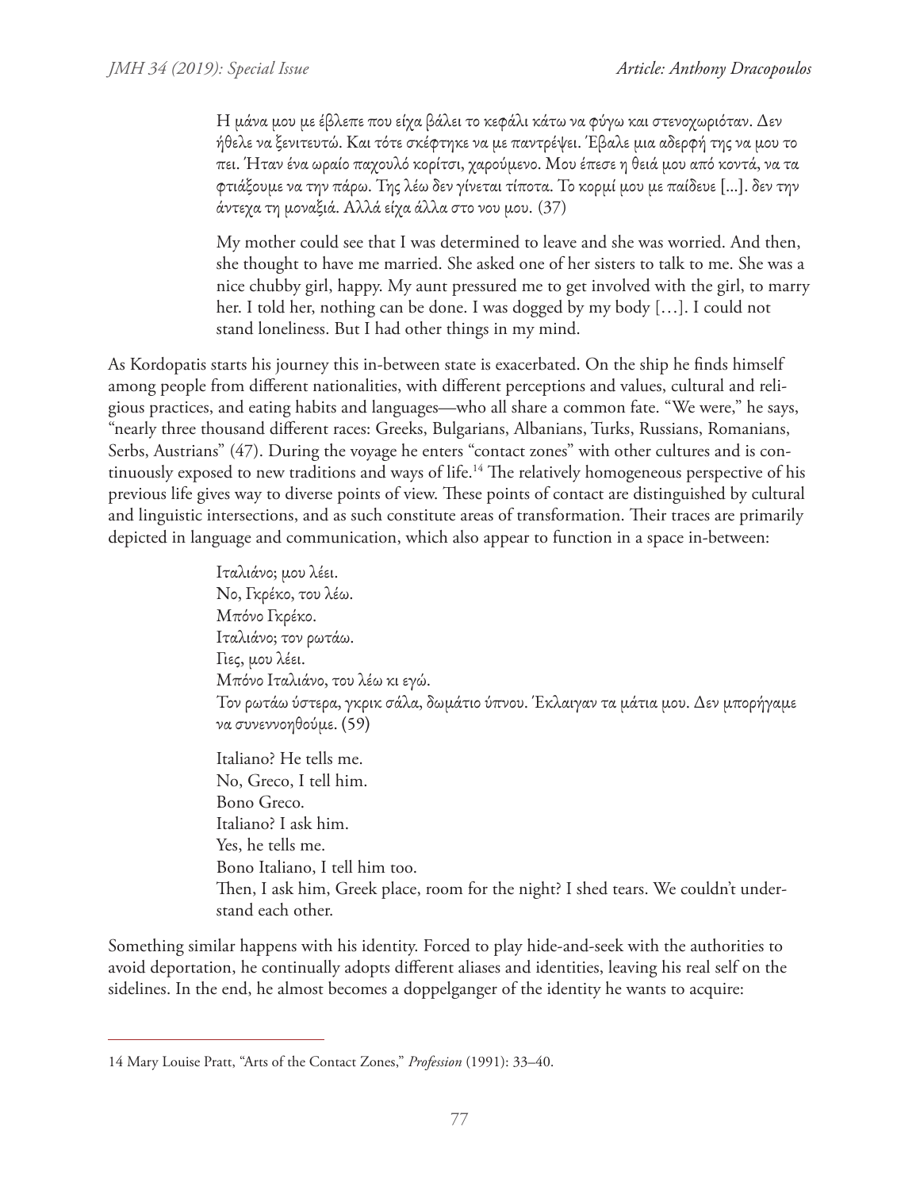> Η μάνα μου με έβλεπε που είχα βάλει το κεφάλι κάτω να φύγω και στενοχωριόταν. Δεν ήθελε να ξενιτευτώ. Και τότε σκέφτηκε να με παντρέψει. Έβαλε μια αδερφή της να μου το πει. Ήταν ένα ωραίο παχουλό κορίτσι, χαρούμενο. Μου έπεσε η θειά μου από κοντά, να τα φτιάξουμε να την πάρω. Της λέω δεν γίνεται τίποτα. Το κορμί μου με παίδευε [...]. δεν την άντεχα τη μοναξιά. Αλλά είχα άλλα στο νου μου. (37)
>
> My mother could see that I was determined to leave and she was worried. And then, she thought to have me married. She asked one of her sisters to talk to me. She was a nice chubby girl, happy. My aunt pressured me to get involved with the girl, to marry her. I told her, nothing can be done. I was dogged by my body […]. I could not stand loneliness. But I had other things in my mind.

As Kordopatis starts his journey this in-between state is exacerbated. On the ship he finds himself among people from different nationalities, with different perceptions and values, cultural and religious practices, and eating habits and languages—who all share a common fate. "We were," he says, "nearly three thousand different races: Greeks, Bulgarians, Albanians, Turks, Russians, Romanians, Serbs, Austrians" (47). During the voyage he enters "contact zones" with other cultures and is continuously exposed to new traditions and ways of life.[14] The relatively homogeneous perspective of his previous life gives way to diverse points of view. These points of contact are distinguished by cultural and linguistic intersections, and as such constitute areas of transformation. Their traces are primarily depicted in language and communication, which also appear to function in a space in-between:

> Ιταλιάνο; μου λέει.
> Νο, Γκρέκο, του λέω.
> Μπόνο Γκρέκο.
> Ιταλιάνο; τον ρωτάω.
> Γιες, μου λέει.
> Μπόνο Ιταλιάνο, του λέω κι εγώ.
> Τον ρωτάω ύστερα, γκρικ σάλα, δωμάτιο ύπνου. Έκλαιγαν τα μάτια μου. Δεν μπορήγαμε να συνεννοηθούμε. (59)
>
> Italiano? He tells me.
> No, Greco, I tell him.
> Bono Greco.
> Italiano? I ask him.
> Yes, he tells me.
> Bono Italiano, I tell him too.
> Then, I ask him, Greek place, room for the night? I shed tears. We couldn't understand each other.

Something similar happens with his identity. Forced to play hide-and-seek with the authorities to avoid deportation, he continually adopts different aliases and identities, leaving his real self on the sidelines. In the end, he almost becomes a doppelganger of the identity he wants to acquire:

---

14 Mary Louise Pratt, "Arts of the Contact Zones," *Profession* (1991): 33–40.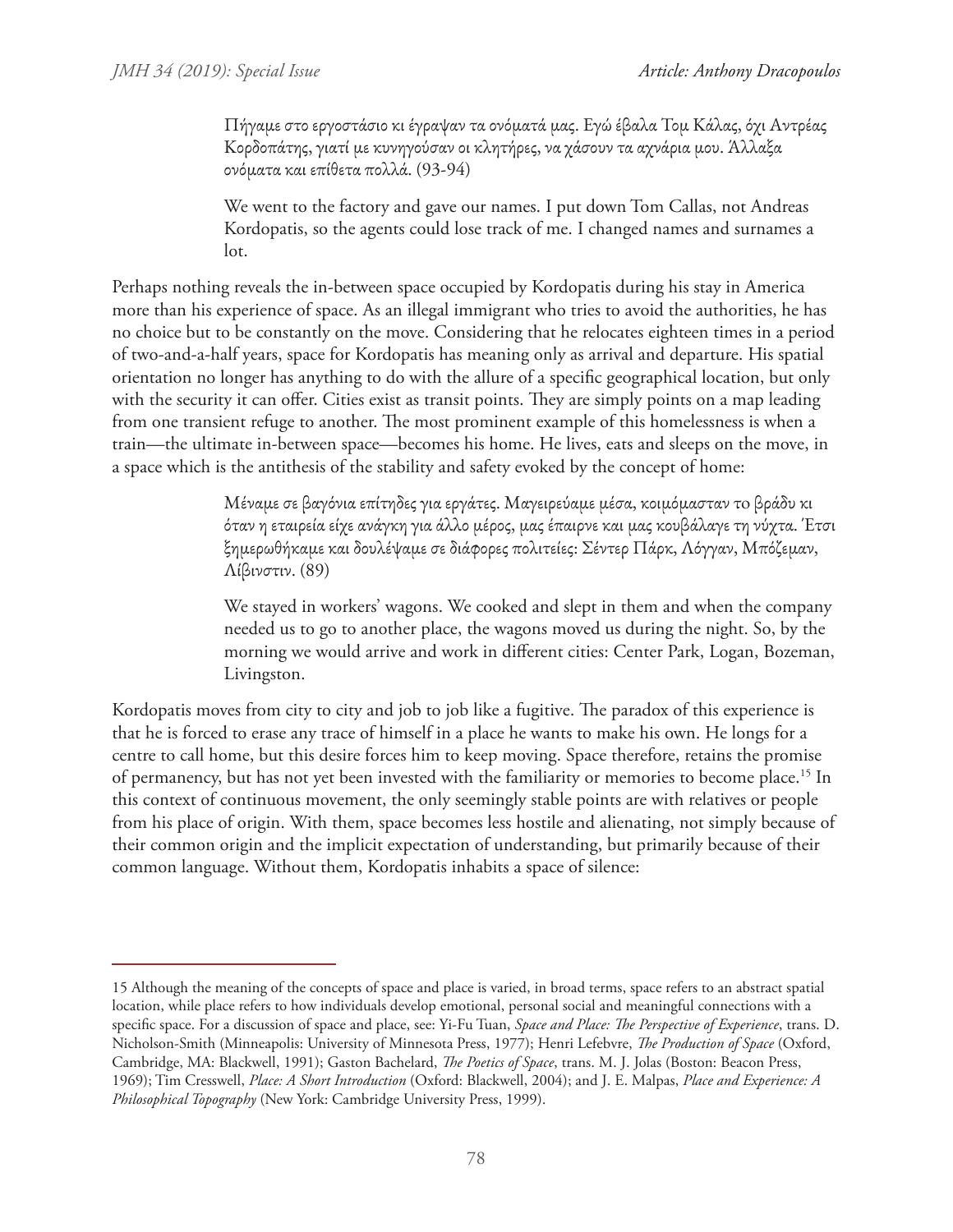> Πήγαμε στο εργοστάσιο κι έγραψαν τα ονόματά μας. Εγώ έβαλα Τομ Κάλας, όχι Αντρέας Κορδοπάτης, γιατί με κυνηγούσαν οι κλητήρες, να χάσουν τα αχνάρια μου. Άλλαξα ονόματα και επίθετα πολλά. (93-94)
>
> We went to the factory and gave our names. I put down Tom Callas, not Andreas Kordopatis, so the agents could lose track of me. I changed names and surnames a lot.

Perhaps nothing reveals the in-between space occupied by Kordopatis during his stay in America more than his experience of space. As an illegal immigrant who tries to avoid the authorities, he has no choice but to be constantly on the move. Considering that he relocates eighteen times in a period of two-and-a-half years, space for Kordopatis has meaning only as arrival and departure. His spatial orientation no longer has anything to do with the allure of a specific geographical location, but only with the security it can offer. Cities exist as transit points. They are simply points on a map leading from one transient refuge to another. The most prominent example of this homelessness is when a train—the ultimate in-between space—becomes his home. He lives, eats and sleeps on the move, in a space which is the antithesis of the stability and safety evoked by the concept of home:

> Μέναμε σε βαγόνια επίτηδες για εργάτες. Μαγειρεύαμε μέσα, κοιμόμασταν το βράδυ κι όταν η εταιρεία είχε ανάγκη για άλλο μέρος, μας έπαιρνε και μας κουβάλαγε τη νύχτα. Έτσι ξημερωθήκαμε και δουλέψαμε σε διάφορες πολιτείες: Σέντερ Πάρκ, Λόγγαν, Μπόζεμαν, Λίβινστιν. (89)
>
> We stayed in workers' wagons. We cooked and slept in them and when the company needed us to go to another place, the wagons moved us during the night. So, by the morning we would arrive and work in different cities: Center Park, Logan, Bozeman, Livingston.

Kordopatis moves from city to city and job to job like a fugitive. The paradox of this experience is that he is forced to erase any trace of himself in a place he wants to make his own. He longs for a centre to call home, but this desire forces him to keep moving. Space therefore, retains the promise of permanency, but has not yet been invested with the familiarity or memories to become place.[15] In this context of continuous movement, the only seemingly stable points are with relatives or people from his place of origin. With them, space becomes less hostile and alienating, not simply because of their common origin and the implicit expectation of understanding, but primarily because of their common language. Without them, Kordopatis inhabits a space of silence:

---

15 Although the meaning of the concepts of space and place is varied, in broad terms, space refers to an abstract spatial location, while place refers to how individuals develop emotional, personal social and meaningful connections with a specific space. For a discussion of space and place, see: Yi-Fu Tuan, *Space and Place: The Perspective of Experience*, trans. D. Nicholson-Smith (Minneapolis: University of Minnesota Press, 1977); Henri Lefebvre, *The Production of Space* (Oxford, Cambridge, MA: Blackwell, 1991); Gaston Bachelard, *The Poetics of Space*, trans. M. J. Jolas (Boston: Beacon Press, 1969); Tim Cresswell, *Place: A Short Introduction* (Oxford: Blackwell, 2004); and J. E. Malpas, *Place and Experience: A Philosophical Topography* (New York: Cambridge University Press, 1999).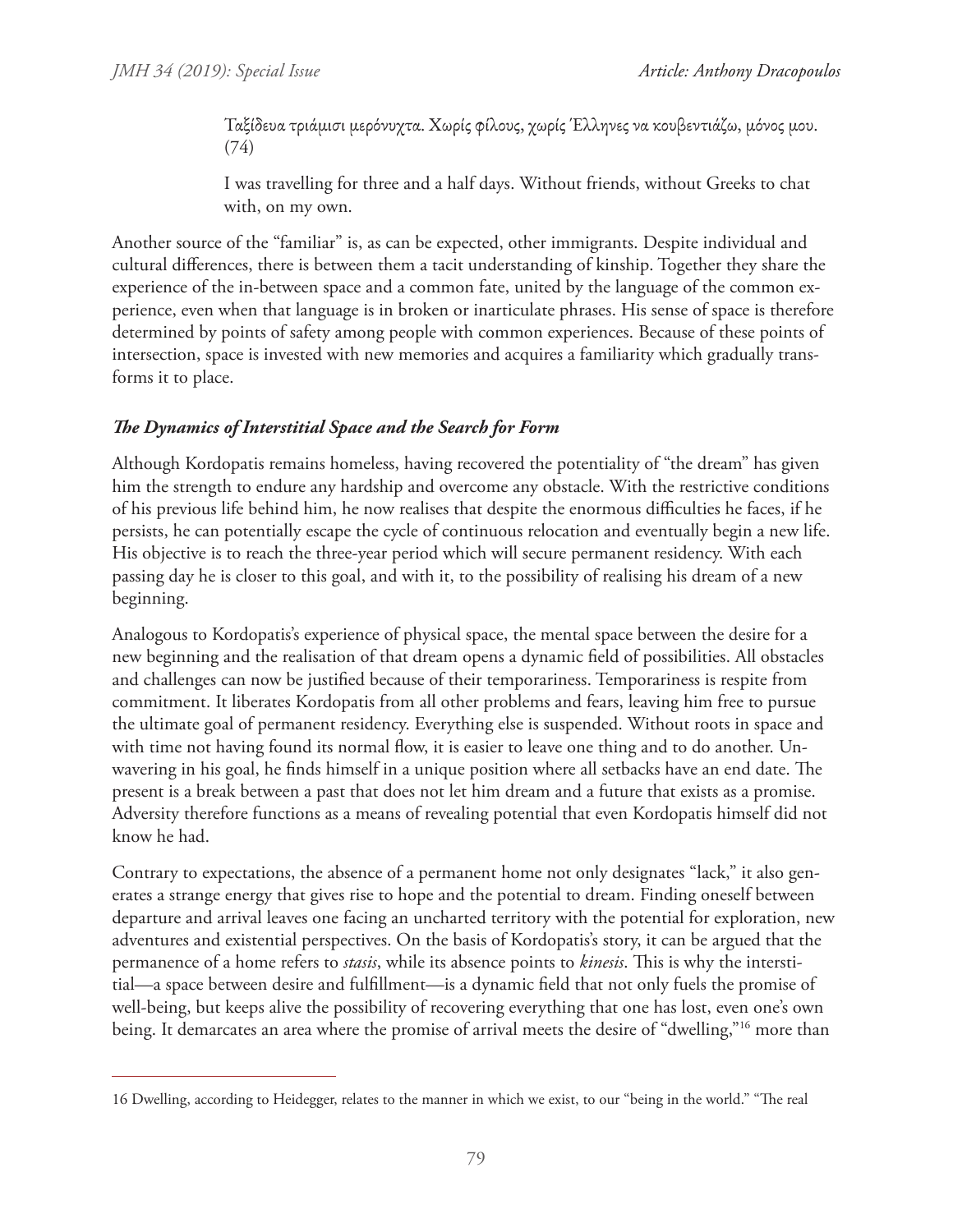> Ταξίδευα τριάμισι μερόνυχτα. Χωρίς φίλους, χωρίς Έλληνες να κουβεντιάζω, μόνος μου. (74)
>
> I was travelling for three and a half days. Without friends, without Greeks to chat with, on my own.

Another source of the "familiar" is, as can be expected, other immigrants. Despite individual and cultural differences, there is between them a tacit understanding of kinship. Together they share the experience of the in-between space and a common fate, united by the language of the common experience, even when that language is in broken or inarticulate phrases. His sense of space is therefore determined by points of safety among people with common experiences. Because of these points of intersection, space is invested with new memories and acquires a familiarity which gradually transforms it to place.

### *The Dynamics of Interstitial Space and the Search for Form*

Although Kordopatis remains homeless, having recovered the potentiality of "the dream" has given him the strength to endure any hardship and overcome any obstacle. With the restrictive conditions of his previous life behind him, he now realises that despite the enormous difficulties he faces, if he persists, he can potentially escape the cycle of continuous relocation and eventually begin a new life. His objective is to reach the three-year period which will secure permanent residency. With each passing day he is closer to this goal, and with it, to the possibility of realising his dream of a new beginning.

Analogous to Kordopatis's experience of physical space, the mental space between the desire for a new beginning and the realisation of that dream opens a dynamic field of possibilities. All obstacles and challenges can now be justified because of their temporariness. Temporariness is respite from commitment. It liberates Kordopatis from all other problems and fears, leaving him free to pursue the ultimate goal of permanent residency. Everything else is suspended. Without roots in space and with time not having found its normal flow, it is easier to leave one thing and to do another. Unwavering in his goal, he finds himself in a unique position where all setbacks have an end date. The present is a break between a past that does not let him dream and a future that exists as a promise. Adversity therefore functions as a means of revealing potential that even Kordopatis himself did not know he had.

Contrary to expectations, the absence of a permanent home not only designates "lack," it also generates a strange energy that gives rise to hope and the potential to dream. Finding oneself between departure and arrival leaves one facing an uncharted territory with the potential for exploration, new adventures and existential perspectives. On the basis of Kordopatis's story, it can be argued that the permanence of a home refers to *stasis*, while its absence points to *kinesis*. This is why the interstitial—a space between desire and fulfillment—is a dynamic field that not only fuels the promise of well-being, but keeps alive the possibility of recovering everything that one has lost, even one's own being. It demarcates an area where the promise of arrival meets the desire of "dwelling,"[16] more than

---

16 Dwelling, according to Heidegger, relates to the manner in which we exist, to our "being in the world." "The real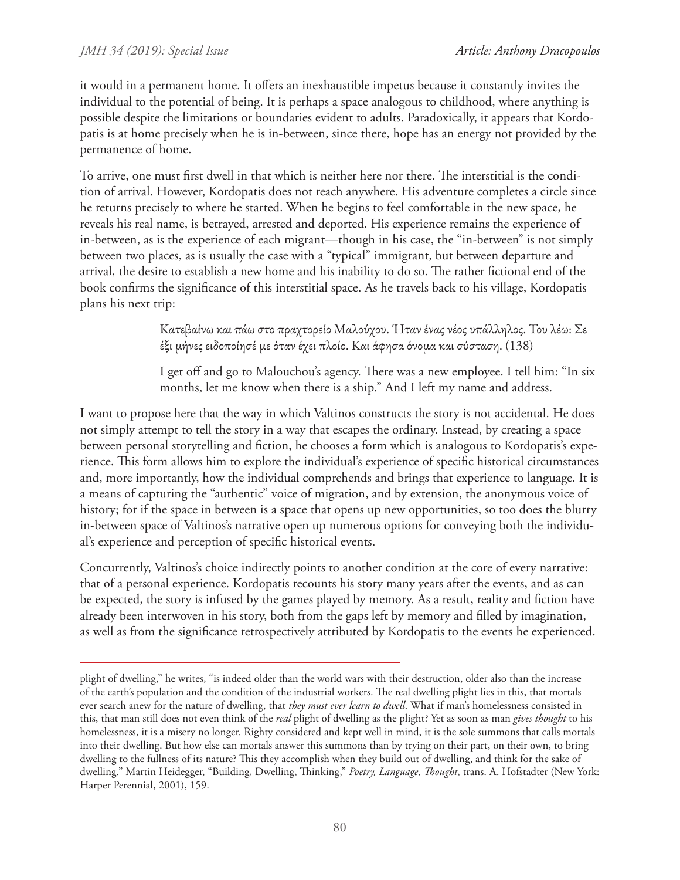it would in a permanent home. It offers an inexhaustible impetus because it constantly invites the individual to the potential of being. It is perhaps a space analogous to childhood, where anything is possible despite the limitations or boundaries evident to adults. Paradoxically, it appears that Kordopatis is at home precisely when he is in-between, since there, hope has an energy not provided by the permanence of home.

To arrive, one must first dwell in that which is neither here nor there. The interstitial is the condition of arrival. However, Kordopatis does not reach anywhere. His adventure completes a circle since he returns precisely to where he started. When he begins to feel comfortable in the new space, he reveals his real name, is betrayed, arrested and deported. His experience remains the experience of in-between, as is the experience of each migrant—though in his case, the "in-between" is not simply between two places, as is usually the case with a "typical" immigrant, but between departure and arrival, the desire to establish a new home and his inability to do so. The rather fictional end of the book confirms the significance of this interstitial space. As he travels back to his village, Kordopatis plans his next trip:

> Κατεβαίνω και πάω στο πραχτορείο Μαλούχου. Ήταν ένας νέος υπάλληλος. Του λέω: Σε έξι μήνες ειδοποίησέ με όταν έχει πλοίο. Και άφησα όνομα και σύσταση. (138)
>
> I get off and go to Malouchou's agency. There was a new employee. I tell him: "In six months, let me know when there is a ship." And I left my name and address.

I want to propose here that the way in which Valtinos constructs the story is not accidental. He does not simply attempt to tell the story in a way that escapes the ordinary. Instead, by creating a space between personal storytelling and fiction, he chooses a form which is analogous to Kordopatis's experience. This form allows him to explore the individual's experience of specific historical circumstances and, more importantly, how the individual comprehends and brings that experience to language. It is a means of capturing the "authentic" voice of migration, and by extension, the anonymous voice of history; for if the space in between is a space that opens up new opportunities, so too does the blurry in-between space of Valtinos's narrative open up numerous options for conveying both the individual's experience and perception of specific historical events.

Concurrently, Valtinos's choice indirectly points to another condition at the core of every narrative: that of a personal experience. Kordopatis recounts his story many years after the events, and as can be expected, the story is infused by the games played by memory. As a result, reality and fiction have already been interwoven in his story, both from the gaps left by memory and filled by imagination, as well as from the significance retrospectively attributed by Kordopatis to the events he experienced.

---

plight of dwelling," he writes, "is indeed older than the world wars with their destruction, older also than the increase of the earth's population and the condition of the industrial workers. The real dwelling plight lies in this, that mortals ever search anew for the nature of dwelling, that *they must ever learn to dwell*. What if man's homelessness consisted in this, that man still does not even think of the *real* plight of dwelling as the plight? Yet as soon as man *gives thought* to his homelessness, it is a misery no longer. Righty considered and kept well in mind, it is the sole summons that calls mortals into their dwelling. But how else can mortals answer this summons than by trying on their part, on their own, to bring dwelling to the fullness of its nature? This they accomplish when they build out of dwelling, and think for the sake of dwelling." Martin Heidegger, "Building, Dwelling, Thinking," *Poetry, Language, Thought*, trans. A. Hofstadter (New York: Harper Perennial, 2001), 159.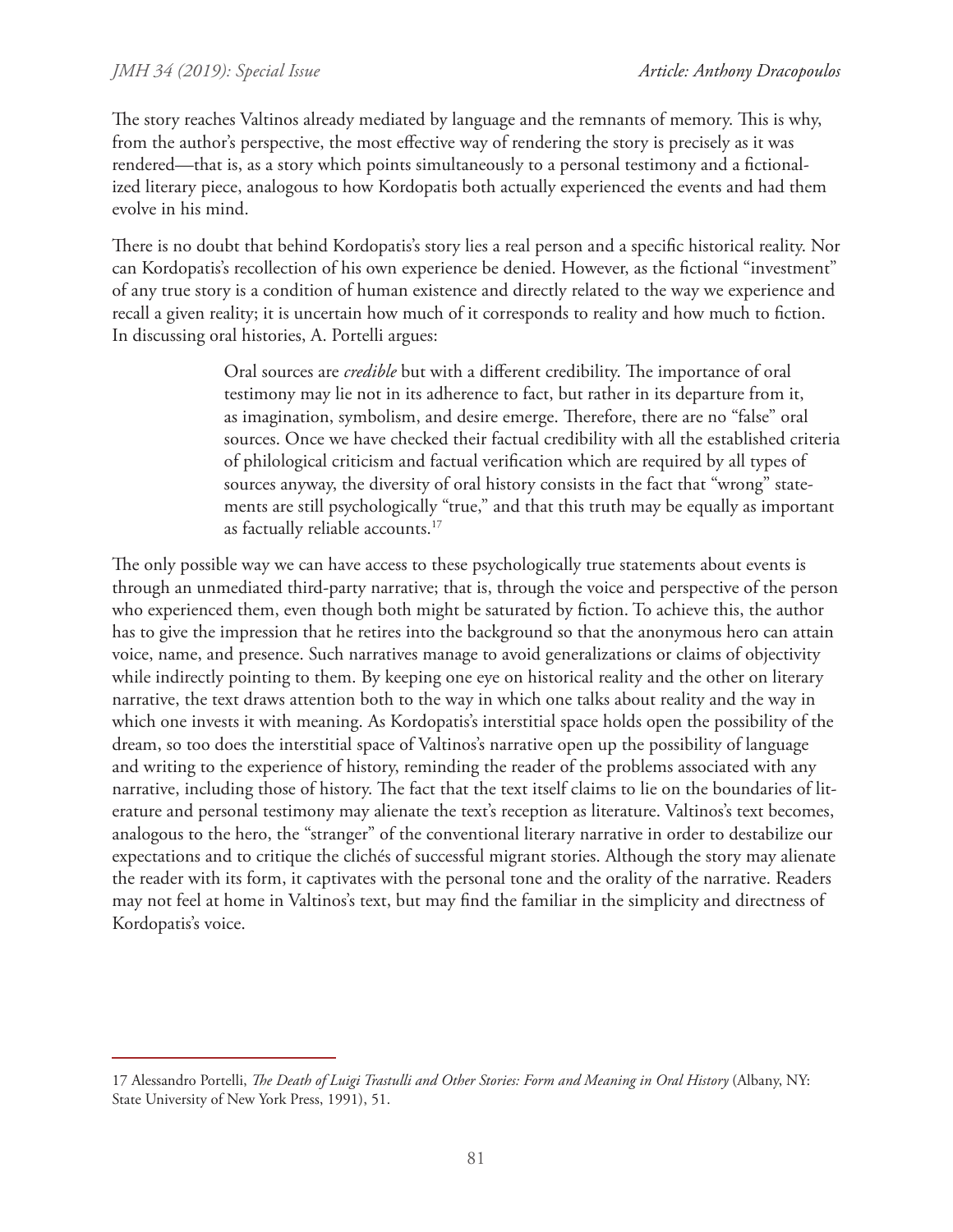The story reaches Valtinos already mediated by language and the remnants of memory. This is why, from the author's perspective, the most effective way of rendering the story is precisely as it was rendered—that is, as a story which points simultaneously to a personal testimony and a fictionalized literary piece, analogous to how Kordopatis both actually experienced the events and had them evolve in his mind.

There is no doubt that behind Kordopatis's story lies a real person and a specific historical reality. Nor can Kordopatis's recollection of his own experience be denied. However, as the fictional "investment" of any true story is a condition of human existence and directly related to the way we experience and recall a given reality; it is uncertain how much of it corresponds to reality and how much to fiction. In discussing oral histories, A. Portelli argues:

> Oral sources are *credible* but with a different credibility. The importance of oral testimony may lie not in its adherence to fact, but rather in its departure from it, as imagination, symbolism, and desire emerge. Therefore, there are no "false" oral sources. Once we have checked their factual credibility with all the established criteria of philological criticism and factual verification which are required by all types of sources anyway, the diversity of oral history consists in the fact that "wrong" statements are still psychologically "true," and that this truth may be equally as important as factually reliable accounts.[17]

The only possible way we can have access to these psychologically true statements about events is through an unmediated third-party narrative; that is, through the voice and perspective of the person who experienced them, even though both might be saturated by fiction. To achieve this, the author has to give the impression that he retires into the background so that the anonymous hero can attain voice, name, and presence. Such narratives manage to avoid generalizations or claims of objectivity while indirectly pointing to them. By keeping one eye on historical reality and the other on literary narrative, the text draws attention both to the way in which one talks about reality and the way in which one invests it with meaning. As Kordopatis's interstitial space holds open the possibility of the dream, so too does the interstitial space of Valtinos's narrative open up the possibility of language and writing to the experience of history, reminding the reader of the problems associated with any narrative, including those of history. The fact that the text itself claims to lie on the boundaries of literature and personal testimony may alienate the text's reception as literature. Valtinos's text becomes, analogous to the hero, the "stranger" of the conventional literary narrative in order to destabilize our expectations and to critique the clichés of successful migrant stories. Although the story may alienate the reader with its form, it captivates with the personal tone and the orality of the narrative. Readers may not feel at home in Valtinos's text, but may find the familiar in the simplicity and directness of Kordopatis's voice.

---

17 Alessandro Portelli, *The Death of Luigi Trastulli and Other Stories: Form and Meaning in Oral History* (Albany, NY: State University of New York Press, 1991), 51.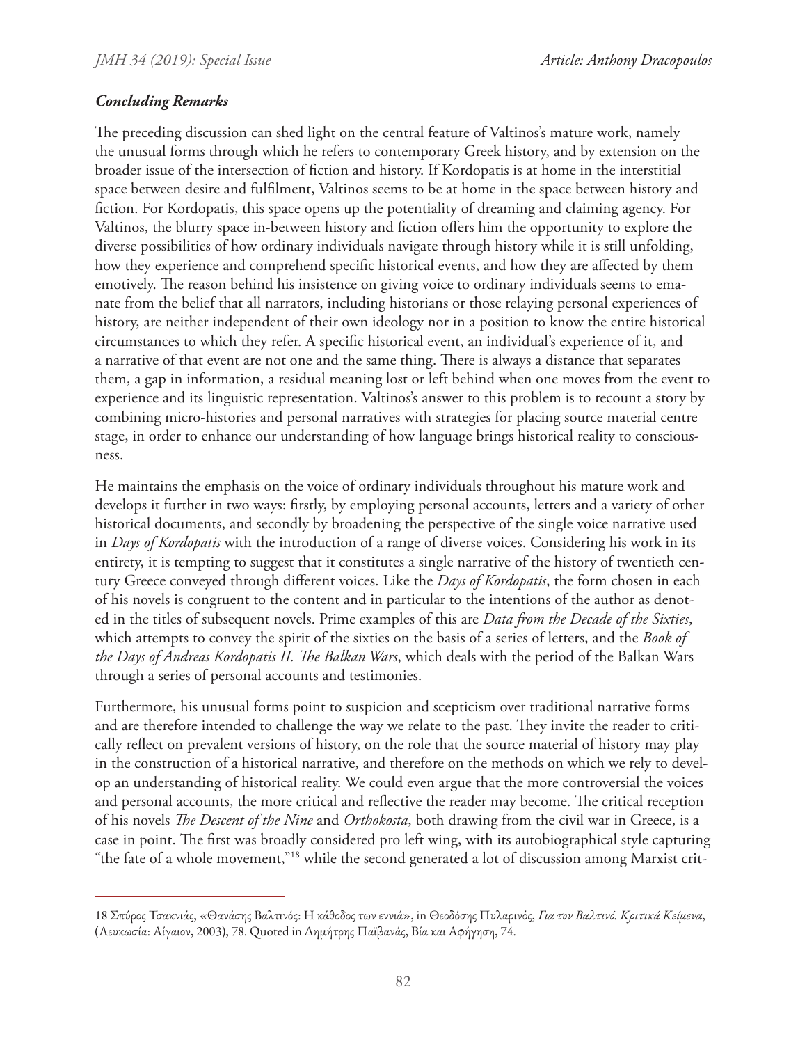### *Concluding Remarks*

The preceding discussion can shed light on the central feature of Valtinos's mature work, namely the unusual forms through which he refers to contemporary Greek history, and by extension on the broader issue of the intersection of fiction and history. If Kordopatis is at home in the interstitial space between desire and fulfilment, Valtinos seems to be at home in the space between history and fiction. For Kordopatis, this space opens up the potentiality of dreaming and claiming agency. For Valtinos, the blurry space in-between history and fiction offers him the opportunity to explore the diverse possibilities of how ordinary individuals navigate through history while it is still unfolding, how they experience and comprehend specific historical events, and how they are affected by them emotively. The reason behind his insistence on giving voice to ordinary individuals seems to emanate from the belief that all narrators, including historians or those relaying personal experiences of history, are neither independent of their own ideology nor in a position to know the entire historical circumstances to which they refer. A specific historical event, an individual's experience of it, and a narrative of that event are not one and the same thing. There is always a distance that separates them, a gap in information, a residual meaning lost or left behind when one moves from the event to experience and its linguistic representation. Valtinos's answer to this problem is to recount a story by combining micro-histories and personal narratives with strategies for placing source material centre stage, in order to enhance our understanding of how language brings historical reality to consciousness.

He maintains the emphasis on the voice of ordinary individuals throughout his mature work and develops it further in two ways: firstly, by employing personal accounts, letters and a variety of other historical documents, and secondly by broadening the perspective of the single voice narrative used in *Days of Kordopatis* with the introduction of a range of diverse voices. Considering his work in its entirety, it is tempting to suggest that it constitutes a single narrative of the history of twentieth century Greece conveyed through different voices. Like the *Days of Kordopatis*, the form chosen in each of his novels is congruent to the content and in particular to the intentions of the author as denoted in the titles of subsequent novels. Prime examples of this are *Data from the Decade of the Sixties*, which attempts to convey the spirit of the sixties on the basis of a series of letters, and the *Book of the Days of Andreas Kordopatis II. The Balkan Wars*, which deals with the period of the Balkan Wars through a series of personal accounts and testimonies.

Furthermore, his unusual forms point to suspicion and scepticism over traditional narrative forms and are therefore intended to challenge the way we relate to the past. They invite the reader to critically reflect on prevalent versions of history, on the role that the source material of history may play in the construction of a historical narrative, and therefore on the methods on which we rely to develop an understanding of historical reality. We could even argue that the more controversial the voices and personal accounts, the more critical and reflective the reader may become. The critical reception of his novels *The Descent of the Nine* and *Orthokosta*, both drawing from the civil war in Greece, is a case in point. The first was broadly considered pro left wing, with its autobiographical style capturing "the fate of a whole movement,"[18] while the second generated a lot of discussion among Marxist crit-

---

18 Σπύρος Τσακνιάς, «Θανάσης Βαλτινός: Η κάθοδος των εννιά», in Θεοδόσης Πυλαρινός, *Για τον Βαλτινό. Κριτικά Κείμενα*, (Λευκωσία: Αίγαιον, 2003), 78. Quoted in Δημήτρης Παϊβανάς, Βία και Αφήγηση, 74.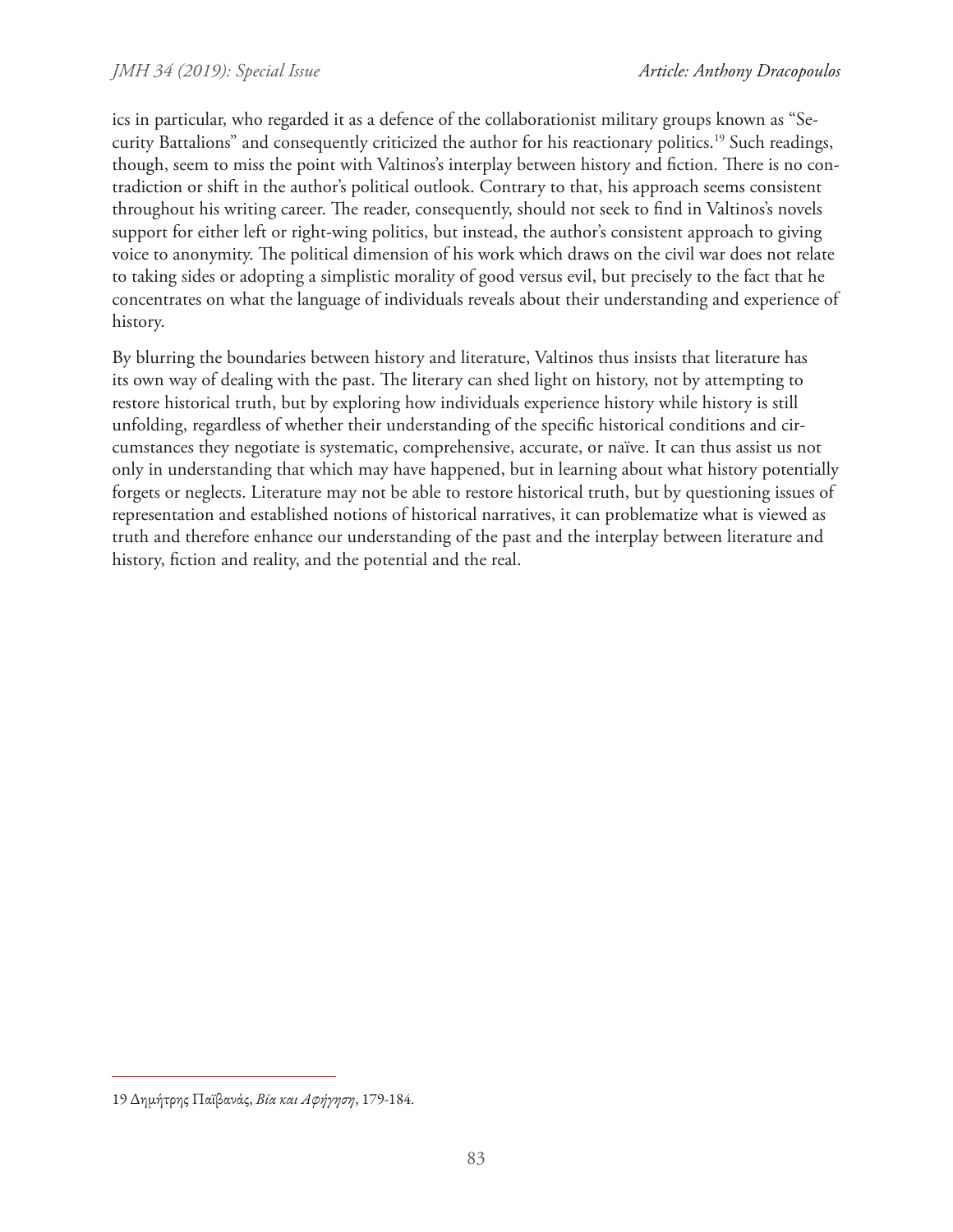ics in particular, who regarded it as a defence of the collaborationist military groups known as "Security Battalions" and consequently criticized the author for his reactionary politics.[19] Such readings, though, seem to miss the point with Valtinos's interplay between history and fiction. There is no contradiction or shift in the author's political outlook. Contrary to that, his approach seems consistent throughout his writing career. The reader, consequently, should not seek to find in Valtinos's novels support for either left or right-wing politics, but instead, the author's consistent approach to giving voice to anonymity. The political dimension of his work which draws on the civil war does not relate to taking sides or adopting a simplistic morality of good versus evil, but precisely to the fact that he concentrates on what the language of individuals reveals about their understanding and experience of history.

By blurring the boundaries between history and literature, Valtinos thus insists that literature has its own way of dealing with the past. The literary can shed light on history, not by attempting to restore historical truth, but by exploring how individuals experience history while history is still unfolding, regardless of whether their understanding of the specific historical conditions and circumstances they negotiate is systematic, comprehensive, accurate, or naïve. It can thus assist us not only in understanding that which may have happened, but in learning about what history potentially forgets or neglects. Literature may not be able to restore historical truth, but by questioning issues of representation and established notions of historical narratives, it can problematize what is viewed as truth and therefore enhance our understanding of the past and the interplay between literature and history, fiction and reality, and the potential and the real.

---

19 Δημήτρης Παϊβανάς, *Βία και Αφήγηση*, 179-184.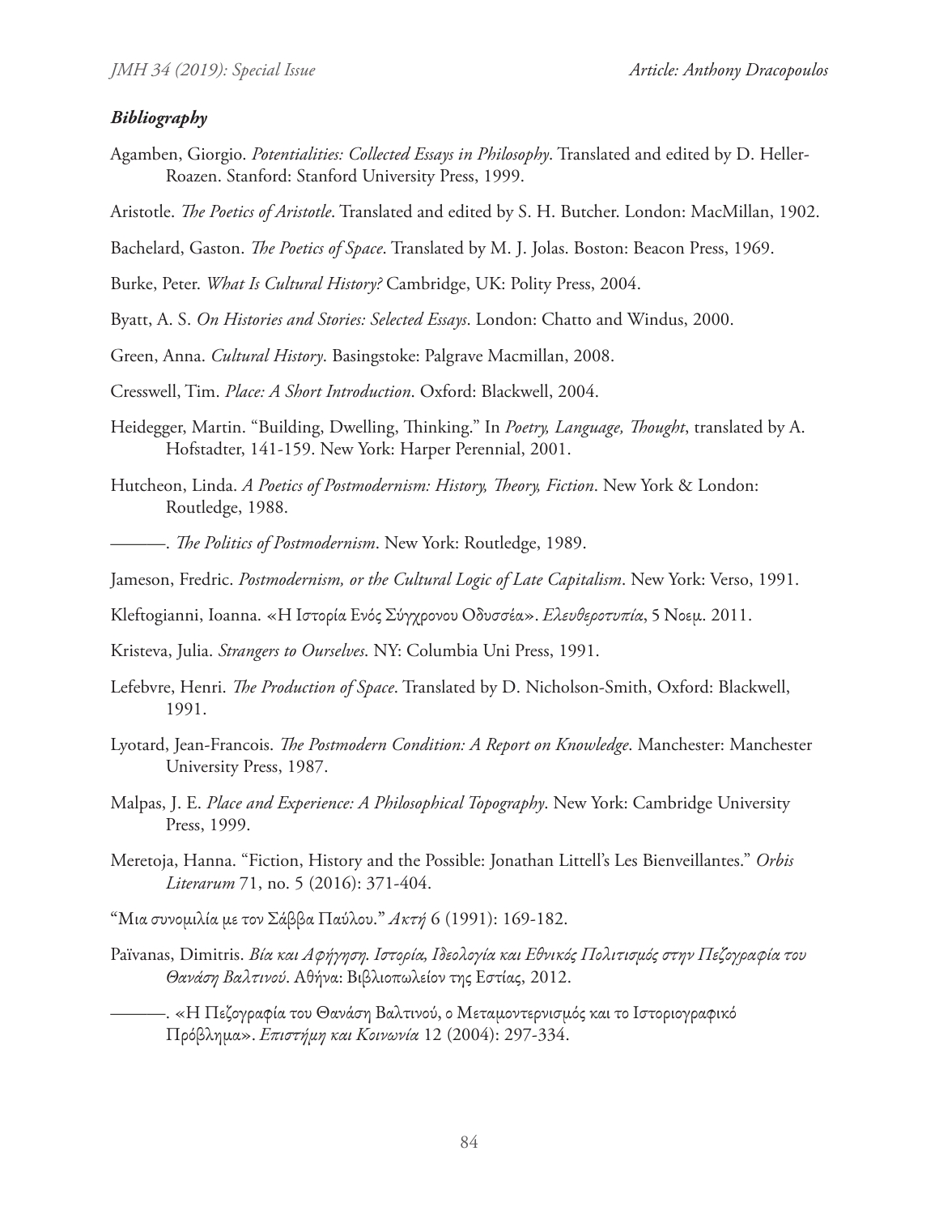### ***Bibliography***

Agamben, Giorgio. *Potentialities: Collected Essays in Philosophy*. Translated and edited by D. Heller-Roazen. Stanford: Stanford University Press, 1999.

Aristotle. *The Poetics of Aristotle*. Translated and edited by S. H. Butcher. London: MacMillan, 1902.

Bachelard, Gaston. *The Poetics of Space*. Translated by M. J. Jolas. Boston: Beacon Press, 1969.

Burke, Peter. *What Is Cultural History?* Cambridge, UK: Polity Press, 2004.

Byatt, A. S. *On Histories and Stories: Selected Essays*. London: Chatto and Windus, 2000.

Green, Anna. *Cultural History*. Basingstoke: Palgrave Macmillan, 2008.

Cresswell, Tim. *Place: A Short Introduction*. Oxford: Blackwell, 2004.

Heidegger, Martin. "Building, Dwelling, Thinking." In *Poetry, Language, Thought*, translated by A. Hofstadter, 141-159. New York: Harper Perennial, 2001.

Hutcheon, Linda. *A Poetics of Postmodernism: History, Theory, Fiction*. New York & London: Routledge, 1988.

———. *The Politics of Postmodernism*. New York: Routledge, 1989.

Jameson, Fredric. *Postmodernism, or the Cultural Logic of Late Capitalism*. New York: Verso, 1991.

Kleftogianni, Ioanna. «Η Ιστορία Ενός Σύγχρονου Οδυσσέα». *Ελευθεροτυπία*, 5 Νοεμ. 2011.

Kristeva, Julia. *Strangers to Ourselves*. NY: Columbia Uni Press, 1991.

Lefebvre, Henri. *The Production of Space*. Translated by D. Nicholson-Smith, Oxford: Blackwell, 1991.

Lyotard, Jean-Francois. *The Postmodern Condition: A Report on Knowledge*. Manchester: Manchester University Press, 1987.

Malpas, J. E. *Place and Experience: A Philosophical Topography*. New York: Cambridge University Press, 1999.

Meretoja, Hanna. "Fiction, History and the Possible: Jonathan Littell's Les Bienveillantes." *Orbis Literarum* 71, no. 5 (2016): 371-404.

"Μια συνομιλία με τον Σάββα Παύλου." *Ακτή* 6 (1991): 169-182.

Païvanas, Dimitris. *Βία και Αφήγηση. Ιστορία, Ιδεολογία και Εθνικός Πολιτισμός στην Πεζογραφία του Θανάση Βαλτινού*. Αθήνα: Βιβλιοπωλείον της Εστίας, 2012.

———. «Η Πεζογραφία του Θανάση Βαλτινού, ο Μεταμοντερνισμός και το Ιστοριογραφικό Πρόβλημα». *Επιστήμη και Κοινωνία* 12 (2004): 297-334.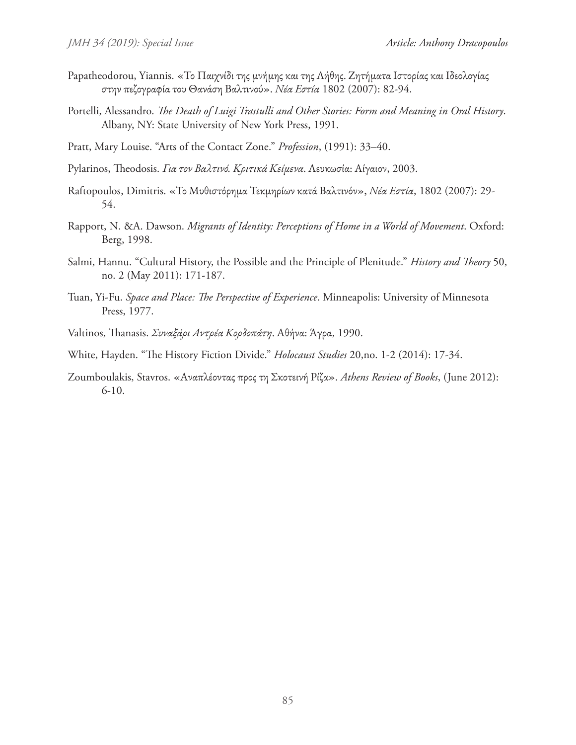Papatheodorou, Yiannis. «Το Παιχνίδι της μνήμης και της Λήθης. Ζητήματα Ιστορίας και Ιδεολογίας στην πεζογραφία του Θανάση Βαλτινού». *Νέα Εστία* 1802 (2007): 82-94.

Portelli, Alessandro. *The Death of Luigi Trastulli and Other Stories: Form and Meaning in Oral History*. Albany, NY: State University of New York Press, 1991.

Pratt, Mary Louise. "Arts of the Contact Zone." *Profession*, (1991): 33–40.

Pylarinos, Theodosis. *Για τον Βαλτινό. Κριτικά Κείμενα*. Λευκωσία: Αίγαιον, 2003.

Raftopoulos, Dimitris. «Το Μυθιστόρημα Τεκμηρίων κατά Βαλτινόν», *Νέα Εστία*, 1802 (2007): 29-54.

Rapport, N. &A. Dawson. *Migrants of Identity: Perceptions of Home in a World of Movement*. Oxford: Berg, 1998.

Salmi, Hannu. "Cultural History, the Possible and the Principle of Plenitude." *History and Theory* 50, no. 2 (May 2011): 171-187.

Tuan, Yi-Fu. *Space and Place: The Perspective of Experience*. Minneapolis: University of Minnesota Press, 1977.

Valtinos, Thanasis. *Συναξάρι Αντρέα Κορδοπάτη*. Αθήνα: Άγρα, 1990.

White, Hayden. "The History Fiction Divide." *Holocaust Studies* 20,no. 1-2 (2014): 17-34.

Zoumboulakis, Stavros. «Αναπλέοντας προς τη Σκοτεινή Ρίζα». *Athens Review of Books*, (June 2012): 6-10.